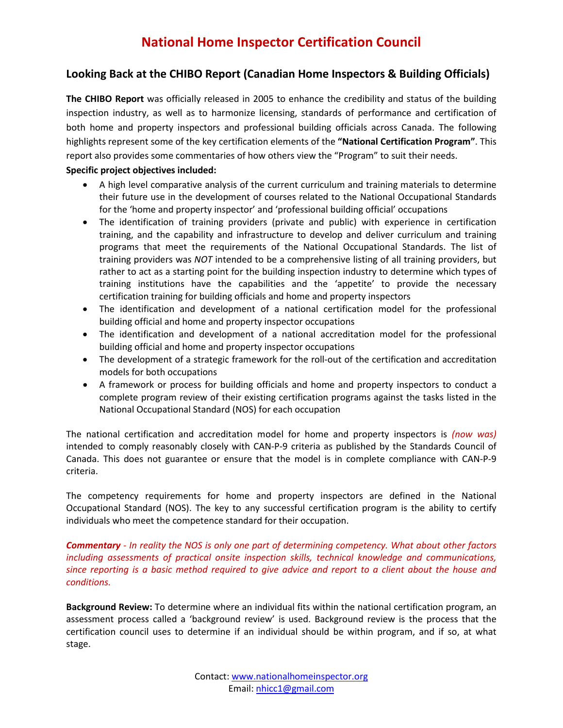# National Home Inspector Certification Council

## Looking Back at the CHIBO Report (Canadian Home Inspectors & Building Officials)

**The CHIBO Report** was officially released in 2005 to enhance the credibility and status of the building inspection industry, as well as to harmonize licensing, standards of performance and certification of both home and property inspectors and professional building officials across Canada. The following highlights represent some of the key certification elements of the **"National Certification Program"**. This report also provides some commentaries of how others view the "Program" to suit their needs.

**Specific project objectives included:**

- A high level comparative analysis of the current curriculum and training materials to determine their future use in the development of courses related to the National Occupational Standards for the 'home and property inspector' and 'professional building official' occupations
- The identification of training providers (private and public) with experience in certification training, and the capability and infrastructure to develop and deliver curriculum and training programs that meet the requirements of the National Occupational Standards. The list of training providers was *NOT* intended to be a comprehensive listing of all training providers, but rather to act as a starting point for the building inspection industry to determine which types of training institutions have the capabilities and the 'appetite' to provide the necessary certification training for building officials and home and property inspectors
- The identification and development of a national certification model for the professional building official and home and property inspector occupations
- The identification and development of a national accreditation model for the professional building official and home and property inspector occupations
- The development of a strategic framework for the roll-out of the certification and accreditation models for both occupations
- A framework or process for building officials and home and property inspectors to conduct a complete program review of their existing certification programs against the tasks listed in the National Occupational Standard (NOS) for each occupation

The national certification and accreditation model for home and property inspectors is *(now was)* intended to comply reasonably closely with CAN-P-9 criteria as published by the Standards Council of Canada. This does not guarantee or ensure that the model is in complete compliance with CAN-P-9 criteria.

The competency requirements for home and property inspectors are defined in the National Occupational Standard (NOS). The key to any successful certification program is the ability to certify individuals who meet the competence standard for their occupation.

***Commentary** - In reality the NOS is only one part of determining competency. What about other factors including assessments of practical onsite inspection skills, technical knowledge and communications, since reporting is a basic method required to give advice and report to a client about the house and conditions.*

**Background Review:** To determine where an individual fits within the national certification program, an assessment process called a 'background review' is used. Background review is the process that the certification council uses to determine if an individual should be within program, and if so, at what stage.

Contact: www.nationalhomeinspector.org
Email: nhicc1@gmail.com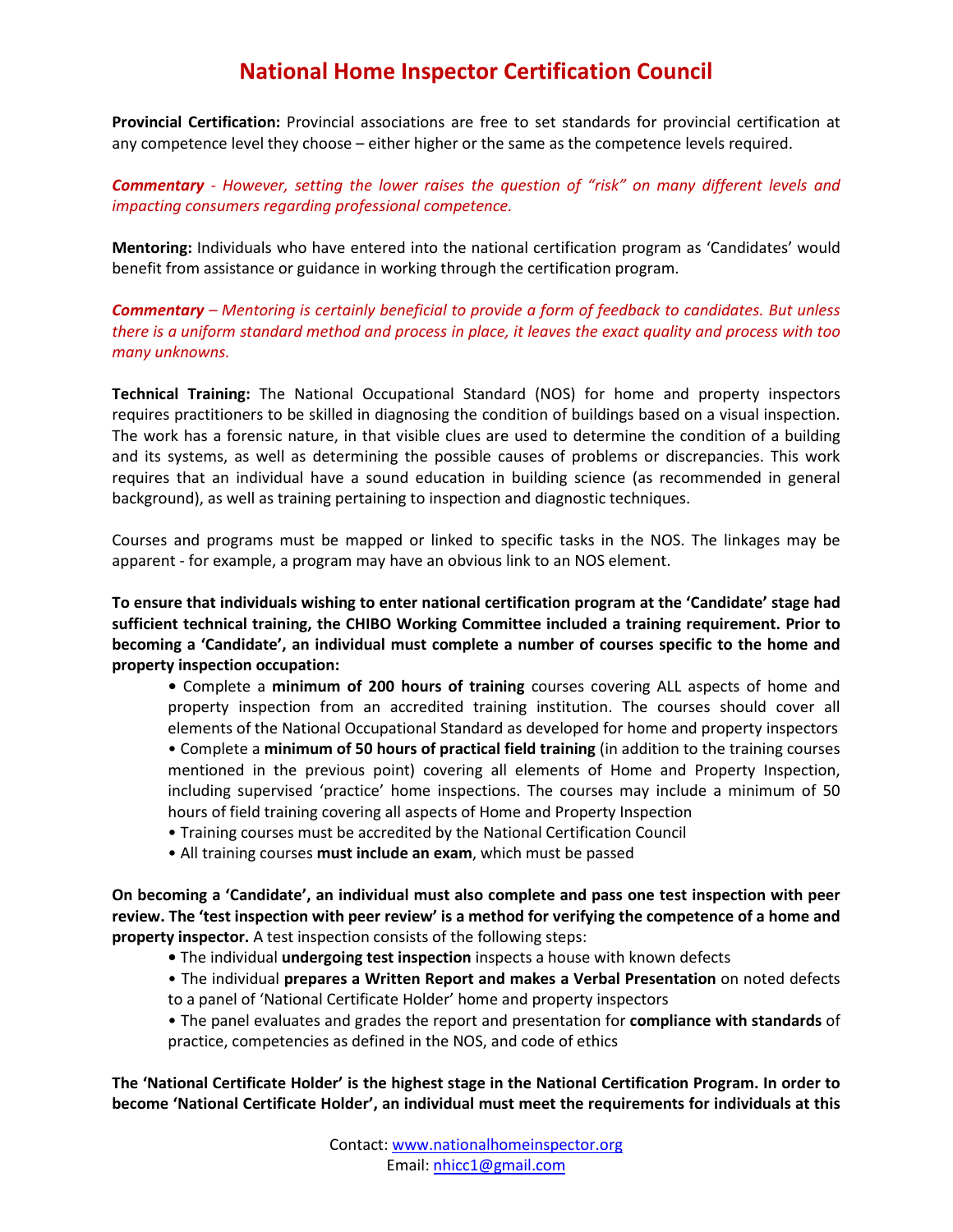# National Home Inspector Certification Council

**Provincial Certification:** Provincial associations are free to set standards for provincial certification at any competence level they choose – either higher or the same as the competence levels required.

***Commentary** - However, setting the lower raises the question of "risk" on many different levels and impacting consumers regarding professional competence.*

**Mentoring:** Individuals who have entered into the national certification program as 'Candidates' would benefit from assistance or guidance in working through the certification program.

***Commentary** – Mentoring is certainly beneficial to provide a form of feedback to candidates. But unless there is a uniform standard method and process in place, it leaves the exact quality and process with too many unknowns.*

**Technical Training:** The National Occupational Standard (NOS) for home and property inspectors requires practitioners to be skilled in diagnosing the condition of buildings based on a visual inspection. The work has a forensic nature, in that visible clues are used to determine the condition of a building and its systems, as well as determining the possible causes of problems or discrepancies. This work requires that an individual have a sound education in building science (as recommended in general background), as well as training pertaining to inspection and diagnostic techniques.

Courses and programs must be mapped or linked to specific tasks in the NOS. The linkages may be apparent - for example, a program may have an obvious link to an NOS element.

**To ensure that individuals wishing to enter national certification program at the 'Candidate' stage had sufficient technical training, the CHIBO Working Committee included a training requirement. Prior to becoming a 'Candidate', an individual must complete a number of courses specific to the home and property inspection occupation:**

- Complete a **minimum of 200 hours of training** courses covering ALL aspects of home and property inspection from an accredited training institution. The courses should cover all elements of the National Occupational Standard as developed for home and property inspectors
- Complete a **minimum of 50 hours of practical field training** (in addition to the training courses mentioned in the previous point) covering all elements of Home and Property Inspection, including supervised 'practice' home inspections. The courses may include a minimum of 50 hours of field training covering all aspects of Home and Property Inspection
- Training courses must be accredited by the National Certification Council
- All training courses **must include an exam**, which must be passed

**On becoming a 'Candidate', an individual must also complete and pass one test inspection with peer review. The 'test inspection with peer review' is a method for verifying the competence of a home and property inspector.** A test inspection consists of the following steps:

- The individual **undergoing test inspection** inspects a house with known defects
- The individual **prepares a Written Report and makes a Verbal Presentation** on noted defects to a panel of 'National Certificate Holder' home and property inspectors
- The panel evaluates and grades the report and presentation for **compliance with standards** of practice, competencies as defined in the NOS, and code of ethics

**The 'National Certificate Holder' is the highest stage in the National Certification Program. In order to become 'National Certificate Holder', an individual must meet the requirements for individuals at this**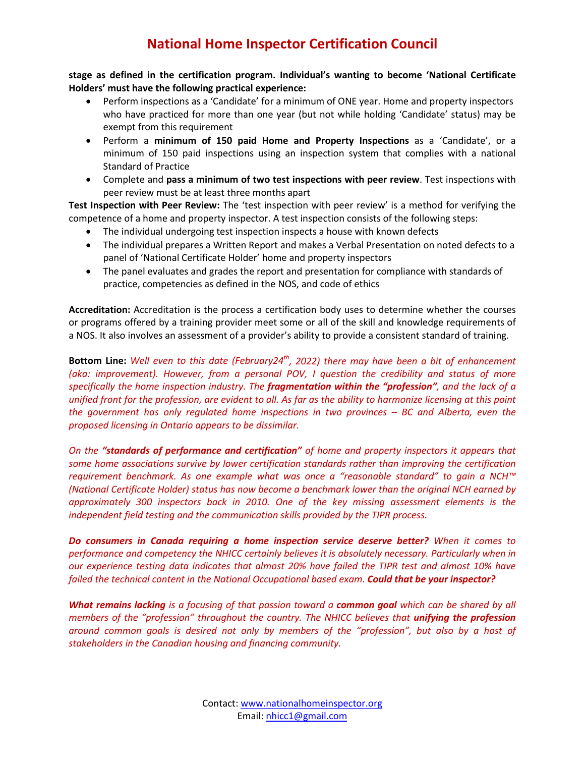**stage as defined in the certification program. Individual's wanting to become 'National Certificate Holders' must have the following practical experience:**

- Perform inspections as a 'Candidate' for a minimum of ONE year. Home and property inspectors who have practiced for more than one year (but not while holding 'Candidate' status) may be exempt from this requirement
- Perform a **minimum of 150 paid Home and Property Inspections** as a 'Candidate', or a minimum of 150 paid inspections using an inspection system that complies with a national Standard of Practice
- Complete and **pass a minimum of two test inspections with peer review**. Test inspections with peer review must be at least three months apart

**Test Inspection with Peer Review:** The 'test inspection with peer review' is a method for verifying the competence of a home and property inspector. A test inspection consists of the following steps:

- The individual undergoing test inspection inspects a house with known defects
- The individual prepares a Written Report and makes a Verbal Presentation on noted defects to a panel of 'National Certificate Holder' home and property inspectors
- The panel evaluates and grades the report and presentation for compliance with standards of practice, competencies as defined in the NOS, and code of ethics

**Accreditation:** Accreditation is the process a certification body uses to determine whether the courses or programs offered by a training provider meet some or all of the skill and knowledge requirements of a NOS. It also involves an assessment of a provider's ability to provide a consistent standard of training.

**Bottom Line:** *Well even to this date (February24th, 2022) there may have been a bit of enhancement (aka: improvement). However, from a personal POV, I question the credibility and status of more specifically the home inspection industry. The **fragmentation within the "profession"**, and the lack of a unified front for the profession, are evident to all. As far as the ability to harmonize licensing at this point the government has only regulated home inspections in two provinces – BC and Alberta, even the proposed licensing in Ontario appears to be dissimilar.*

*On the **"standards of performance and certification"** of home and property inspectors it appears that some home associations survive by lower certification standards rather than improving the certification requirement benchmark. As one example what was once a "reasonable standard" to gain a NCH™ (National Certificate Holder) status has now become a benchmark lower than the original NCH earned by approximately 300 inspectors back in 2010. One of the key missing assessment elements is the independent field testing and the communication skills provided by the TIPR process.*

***Do consumers in Canada requiring a home inspection service deserve better?** When it comes to performance and competency the NHICC certainly believes it is absolutely necessary. Particularly when in our experience testing data indicates that almost 20% have failed the TIPR test and almost 10% have failed the technical content in the National Occupational based exam. **Could that be your inspector?***

***What remains lacking** is a focusing of that passion toward a **common goal** which can be shared by all members of the "profession" throughout the country. The NHICC believes that **unifying the profession** around common goals is desired not only by members of the "profession", but also by a host of stakeholders in the Canadian housing and financing community.*

Contact: www.nationalhomeinspector.org
Email: nhicc1@gmail.com